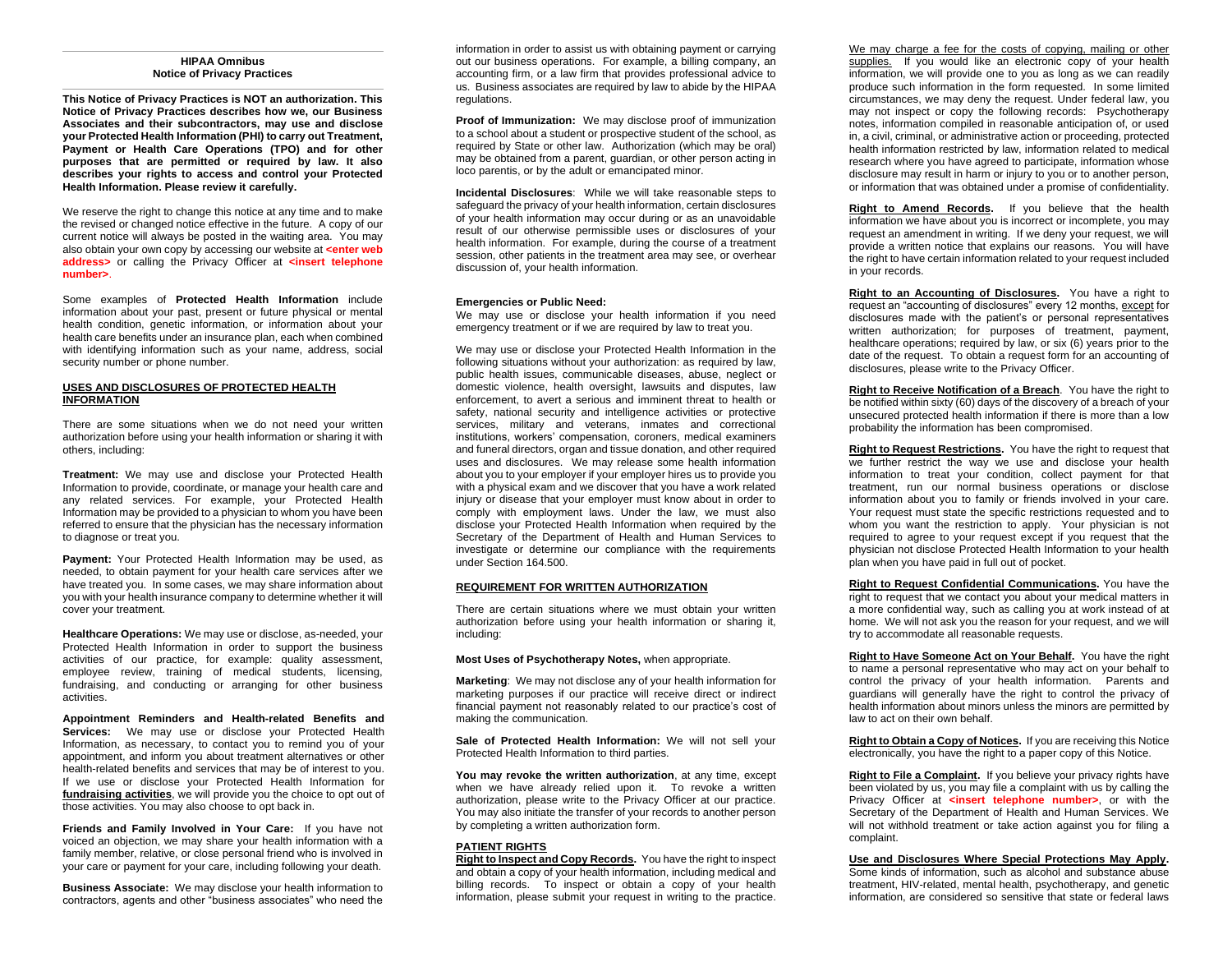## HIPAA Omnibus
## Notice of Privacy Practices

**This Notice of Privacy Practices is NOT an authorization. This Notice of Privacy Practices describes how we, our Business Associates and their subcontractors, may use and disclose your Protected Health Information (PHI) to carry out Treatment, Payment or Health Care Operations (TPO) and for other purposes that are permitted or required by law. It also describes your rights to access and control your Protected Health Information. Please review it carefully.**

We reserve the right to change this notice at any time and to make the revised or changed notice effective in the future. A copy of our current notice will always be posted in the waiting area. You may also obtain your own copy by accessing our website at **<enter web address>** or calling the Privacy Officer at **<insert telephone number>**.

Some examples of **Protected Health Information** include information about your past, present or future physical or mental health condition, genetic information, or information about your health care benefits under an insurance plan, each when combined with identifying information such as your name, address, social security number or phone number.

### USES AND DISCLOSURES OF PROTECTED HEALTH INFORMATION

There are some situations when we do not need your written authorization before using your health information or sharing it with others, including:

**Treatment:** We may use and disclose your Protected Health Information to provide, coordinate, or manage your health care and any related services. For example, your Protected Health Information may be provided to a physician to whom you have been referred to ensure that the physician has the necessary information to diagnose or treat you.

**Payment:** Your Protected Health Information may be used, as needed, to obtain payment for your health care services after we have treated you. In some cases, we may share information about you with your health insurance company to determine whether it will cover your treatment.

**Healthcare Operations:** We may use or disclose, as-needed, your Protected Health Information in order to support the business activities of our practice, for example: quality assessment, employee review, training of medical students, licensing, fundraising, and conducting or arranging for other business activities.

**Appointment Reminders and Health-related Benefits and Services:** We may use or disclose your Protected Health Information, as necessary, to contact you to remind you of your appointment, and inform you about treatment alternatives or other health-related benefits and services that may be of interest to you. If we use or disclose your Protected Health Information for **fundraising activities**, we will provide you the choice to opt out of those activities. You may also choose to opt back in.

**Friends and Family Involved in Your Care:** If you have not voiced an objection, we may share your health information with a family member, relative, or close personal friend who is involved in your care or payment for your care, including following your death.

**Business Associate:** We may disclose your health information to contractors, agents and other "business associates" who need the information in order to assist us with obtaining payment or carrying out our business operations. For example, a billing company, an accounting firm, or a law firm that provides professional advice to us. Business associates are required by law to abide by the HIPAA regulations.

**Proof of Immunization:** We may disclose proof of immunization to a school about a student or prospective student of the school, as required by State or other law. Authorization (which may be oral) may be obtained from a parent, guardian, or other person acting in loco parentis, or by the adult or emancipated minor.

**Incidental Disclosures**: While we will take reasonable steps to safeguard the privacy of your health information, certain disclosures of your health information may occur during or as an unavoidable result of our otherwise permissible uses or disclosures of your health information. For example, during the course of a treatment session, other patients in the treatment area may see, or overhear discussion of, your health information.

**Emergencies or Public Need:**
We may use or disclose your health information if you need emergency treatment or if we are required by law to treat you.

We may use or disclose your Protected Health Information in the following situations without your authorization: as required by law, public health issues, communicable diseases, abuse, neglect or domestic violence, health oversight, lawsuits and disputes, law enforcement, to avert a serious and imminent threat to health or safety, national security and intelligence activities or protective services, military and veterans, inmates and correctional institutions, workers' compensation, coroners, medical examiners and funeral directors, organ and tissue donation, and other required uses and disclosures. We may release some health information about you to your employer if your employer hires us to provide you with a physical exam and we discover that you have a work related injury or disease that your employer must know about in order to comply with employment laws. Under the law, we must also disclose your Protected Health Information when required by the Secretary of the Department of Health and Human Services to investigate or determine our compliance with the requirements under Section 164.500.

### REQUIREMENT FOR WRITTEN AUTHORIZATION

There are certain situations where we must obtain your written authorization before using your health information or sharing it, including:

**Most Uses of Psychotherapy Notes,** when appropriate.

**Marketing**: We may not disclose any of your health information for marketing purposes if our practice will receive direct or indirect financial payment not reasonably related to our practice's cost of making the communication.

**Sale of Protected Health Information:** We will not sell your Protected Health Information to third parties.

**You may revoke the written authorization**, at any time, except when we have already relied upon it. To revoke a written authorization, please write to the Privacy Officer at our practice. You may also initiate the transfer of your records to another person by completing a written authorization form.

### PATIENT RIGHTS

**Right to Inspect and Copy Records.** You have the right to inspect and obtain a copy of your health information, including medical and billing records. To inspect or obtain a copy of your health information, please submit your request in writing to the practice. We may charge a fee for the costs of copying, mailing or other supplies. If you would like an electronic copy of your health information, we will provide one to you as long as we can readily produce such information in the form requested. In some limited circumstances, we may deny the request. Under federal law, you may not inspect or copy the following records: Psychotherapy notes, information compiled in reasonable anticipation of, or used in, a civil, criminal, or administrative action or proceeding, protected health information restricted by law, information related to medical research where you have agreed to participate, information whose disclosure may result in harm or injury to you or to another person, or information that was obtained under a promise of confidentiality.

**Right to Amend Records.** If you believe that the health information we have about you is incorrect or incomplete, you may request an amendment in writing. If we deny your request, we will provide a written notice that explains our reasons. You will have the right to have certain information related to your request included in your records.

**Right to an Accounting of Disclosures.** You have a right to request an "accounting of disclosures" every 12 months, except for disclosures made with the patient's or personal representatives written authorization; for purposes of treatment, payment, healthcare operations; required by law, or six (6) years prior to the date of the request. To obtain a request form for an accounting of disclosures, please write to the Privacy Officer.

**Right to Receive Notification of a Breach**. You have the right to be notified within sixty (60) days of the discovery of a breach of your unsecured protected health information if there is more than a low probability the information has been compromised.

**Right to Request Restrictions.** You have the right to request that we further restrict the way we use and disclose your health information to treat your condition, collect payment for that treatment, run our normal business operations or disclose information about you to family or friends involved in your care. Your request must state the specific restrictions requested and to whom you want the restriction to apply. Your physician is not required to agree to your request except if you request that the physician not disclose Protected Health Information to your health plan when you have paid in full out of pocket.

**Right to Request Confidential Communications.** You have the right to request that we contact you about your medical matters in a more confidential way, such as calling you at work instead of at home. We will not ask you the reason for your request, and we will try to accommodate all reasonable requests.

**Right to Have Someone Act on Your Behalf.** You have the right to name a personal representative who may act on your behalf to control the privacy of your health information. Parents and guardians will generally have the right to control the privacy of health information about minors unless the minors are permitted by law to act on their own behalf.

**Right to Obtain a Copy of Notices.** If you are receiving this Notice electronically, you have the right to a paper copy of this Notice.

**Right to File a Complaint.** If you believe your privacy rights have been violated by us, you may file a complaint with us by calling the Privacy Officer at **<insert telephone number>**, or with the Secretary of the Department of Health and Human Services. We will not withhold treatment or take action against you for filing a complaint.

**Use and Disclosures Where Special Protections May Apply.** Some kinds of information, such as alcohol and substance abuse treatment, HIV-related, mental health, psychotherapy, and genetic information, are considered so sensitive that state or federal laws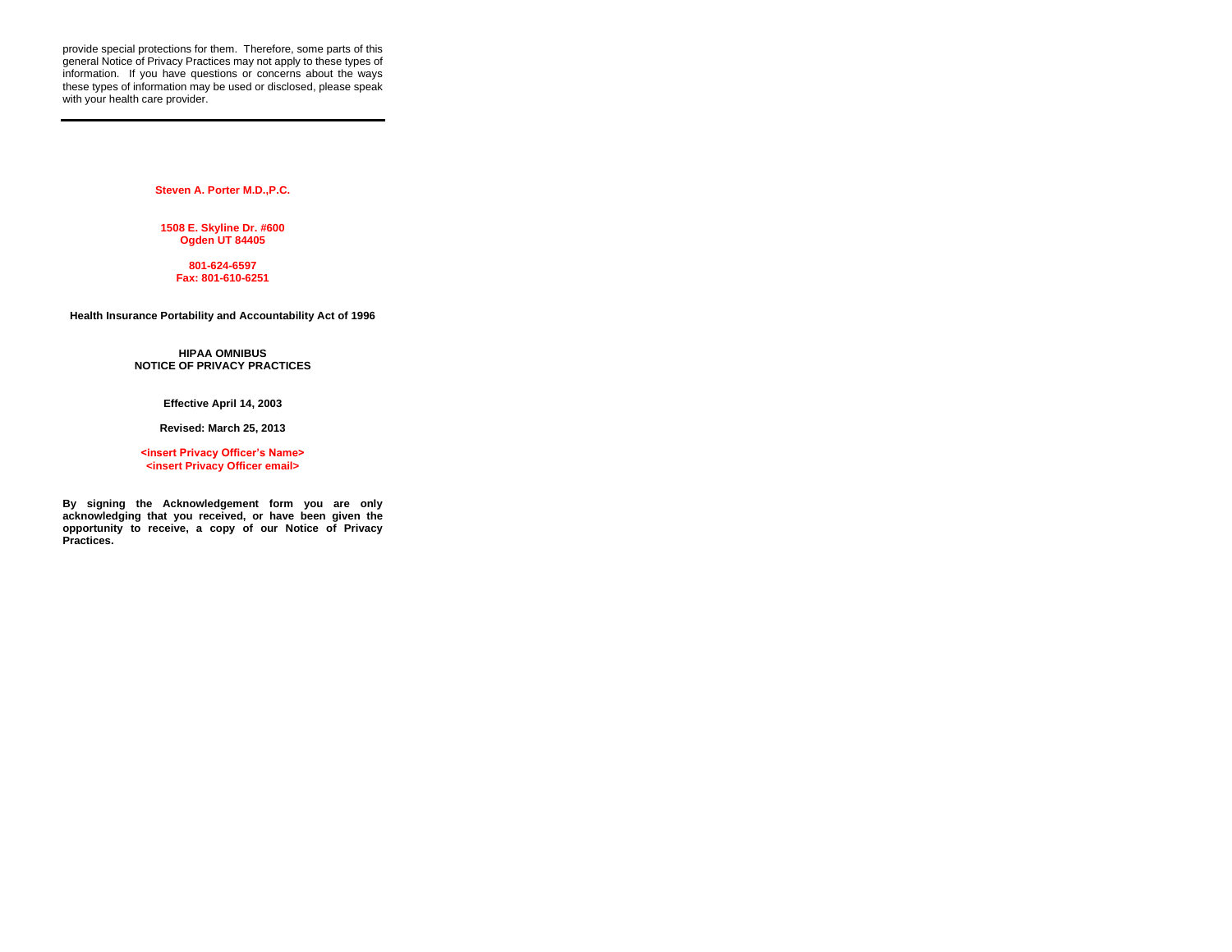provide special protections for them. Therefore, some parts of this general Notice of Privacy Practices may not apply to these types of information. If you have questions or concerns about the ways these types of information may be used or disclosed, please speak with your health care provider.

---

**Steven A. Porter M.D.,P.C.**

**1508 E. Skyline Dr. #600**
**Ogden UT 84405**

**801-624-6597**
**Fax: 801-610-6251**

**Health Insurance Portability and Accountability Act of 1996**

**HIPAA OMNIBUS**
**NOTICE OF PRIVACY PRACTICES**

**Effective April 14, 2003**

**Revised: March 25, 2013**

**<insert Privacy Officer's Name>**
**<insert Privacy Officer email>**

**By signing the Acknowledgement form you are only acknowledging that you received, or have been given the opportunity to receive, a copy of our Notice of Privacy Practices.**